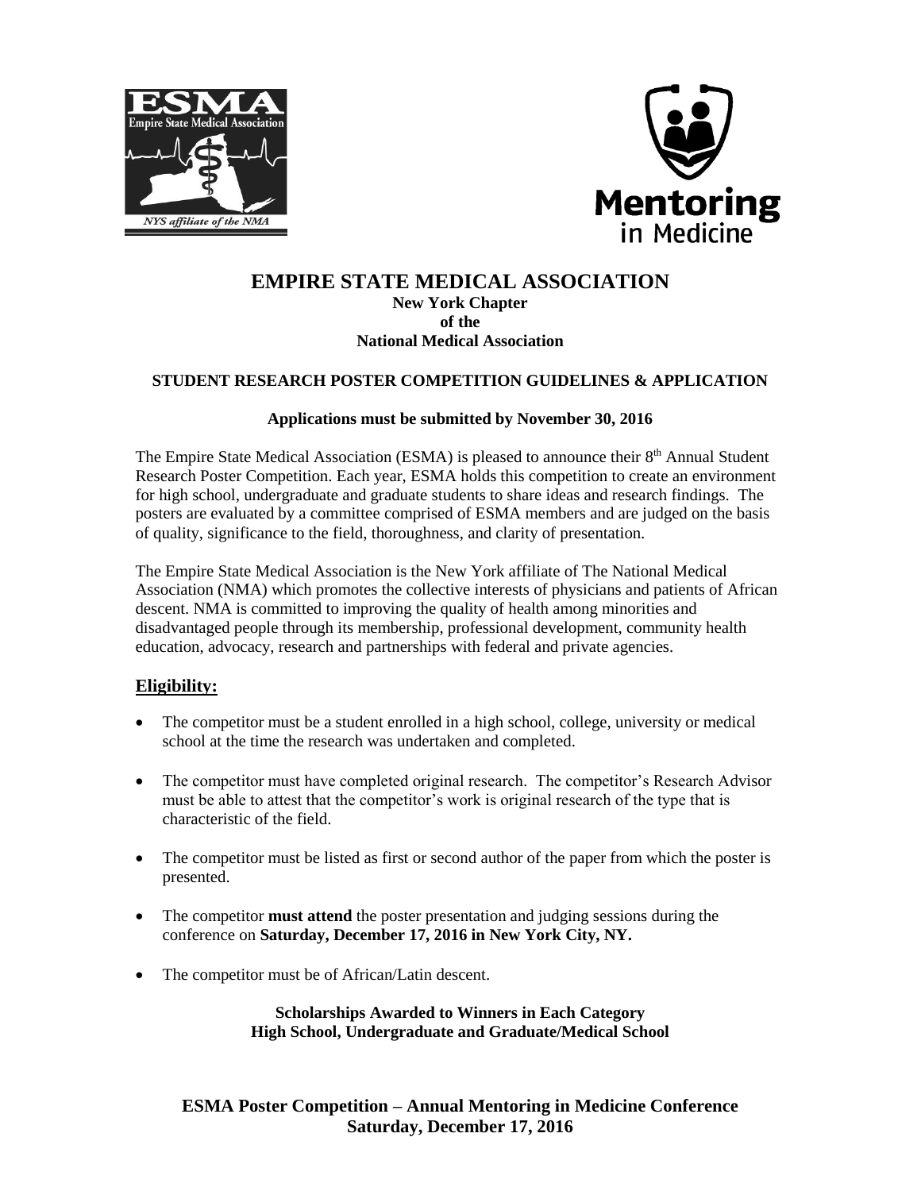# EMPIRE STATE MEDICAL ASSOCIATION

**New York Chapter**
**of the**
**National Medical Association**

## STUDENT RESEARCH POSTER COMPETITION GUIDELINES & APPLICATION

**Applications must be submitted by November 30, 2016**

The Empire State Medical Association (ESMA) is pleased to announce their 8th Annual Student Research Poster Competition. Each year, ESMA holds this competition to create an environment for high school, undergraduate and graduate students to share ideas and research findings. The posters are evaluated by a committee comprised of ESMA members and are judged on the basis of quality, significance to the field, thoroughness, and clarity of presentation.

The Empire State Medical Association is the New York affiliate of The National Medical Association (NMA) which promotes the collective interests of physicians and patients of African descent. NMA is committed to improving the quality of health among minorities and disadvantaged people through its membership, professional development, community health education, advocacy, research and partnerships with federal and private agencies.

### Eligibility:

- The competitor must be a student enrolled in a high school, college, university or medical school at the time the research was undertaken and completed.
- The competitor must have completed original research. The competitor's Research Advisor must be able to attest that the competitor's work is original research of the type that is characteristic of the field.
- The competitor must be listed as first or second author of the paper from which the poster is presented.
- The competitor **must attend** the poster presentation and judging sessions during the conference on **Saturday, December 17, 2016 in New York City, NY.**
- The competitor must be of African/Latin descent.

**Scholarships Awarded to Winners in Each Category**
**High School, Undergraduate and Graduate/Medical School**

**ESMA Poster Competition – Annual Mentoring in Medicine Conference**
**Saturday, December 17, 2016**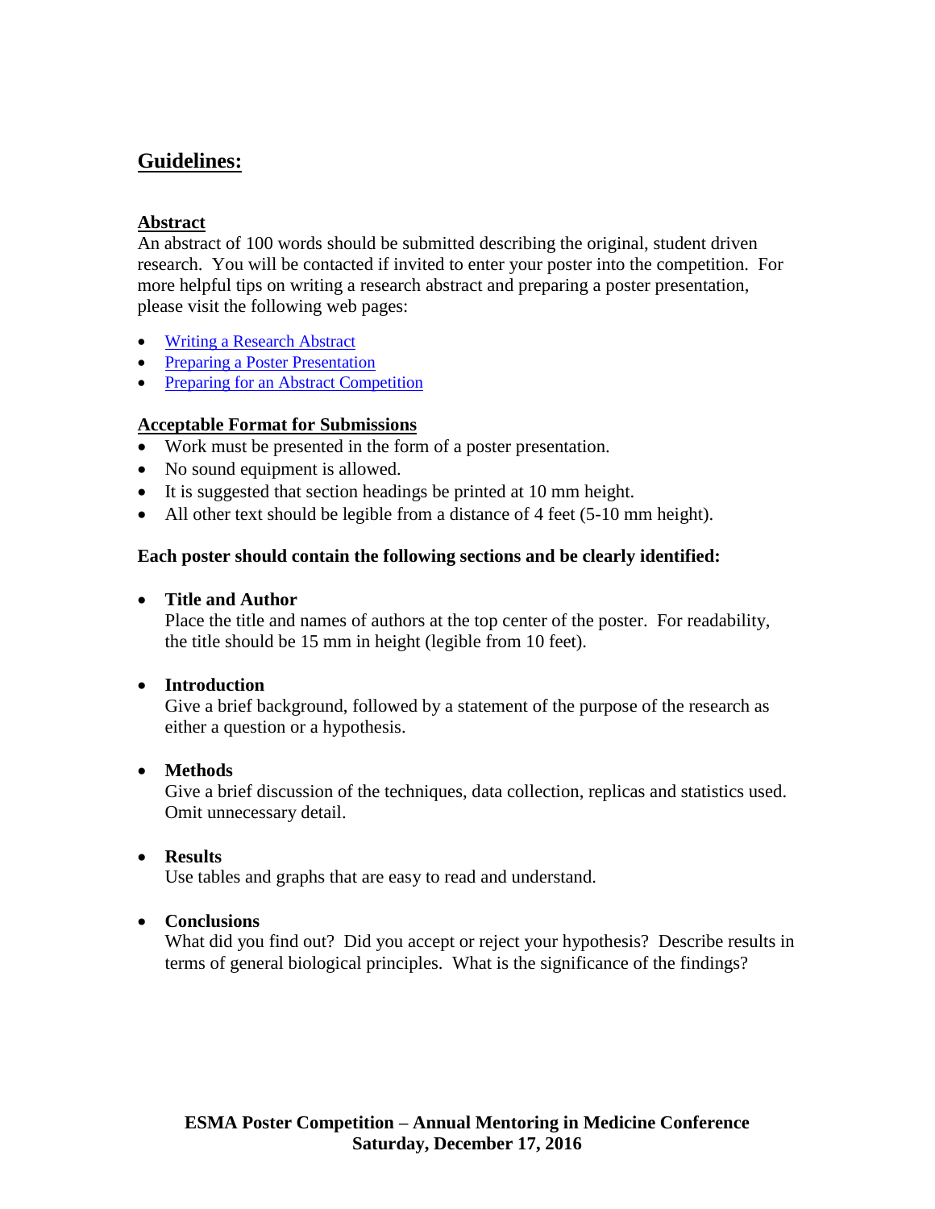## Guidelines:

### Abstract

An abstract of 100 words should be submitted describing the original, student driven research. You will be contacted if invited to enter your poster into the competition. For more helpful tips on writing a research abstract and preparing a poster presentation, please visit the following web pages:

- Writing a Research Abstract
- Preparing a Poster Presentation
- Preparing for an Abstract Competition

### Acceptable Format for Submissions

- Work must be presented in the form of a poster presentation.
- No sound equipment is allowed.
- It is suggested that section headings be printed at 10 mm height.
- All other text should be legible from a distance of 4 feet (5-10 mm height).

**Each poster should contain the following sections and be clearly identified:**

- **Title and Author**
  Place the title and names of authors at the top center of the poster. For readability, the title should be 15 mm in height (legible from 10 feet).

- **Introduction**
  Give a brief background, followed by a statement of the purpose of the research as either a question or a hypothesis.

- **Methods**
  Give a brief discussion of the techniques, data collection, replicas and statistics used. Omit unnecessary detail.

- **Results**
  Use tables and graphs that are easy to read and understand.

- **Conclusions**
  What did you find out? Did you accept or reject your hypothesis? Describe results in terms of general biological principles. What is the significance of the findings?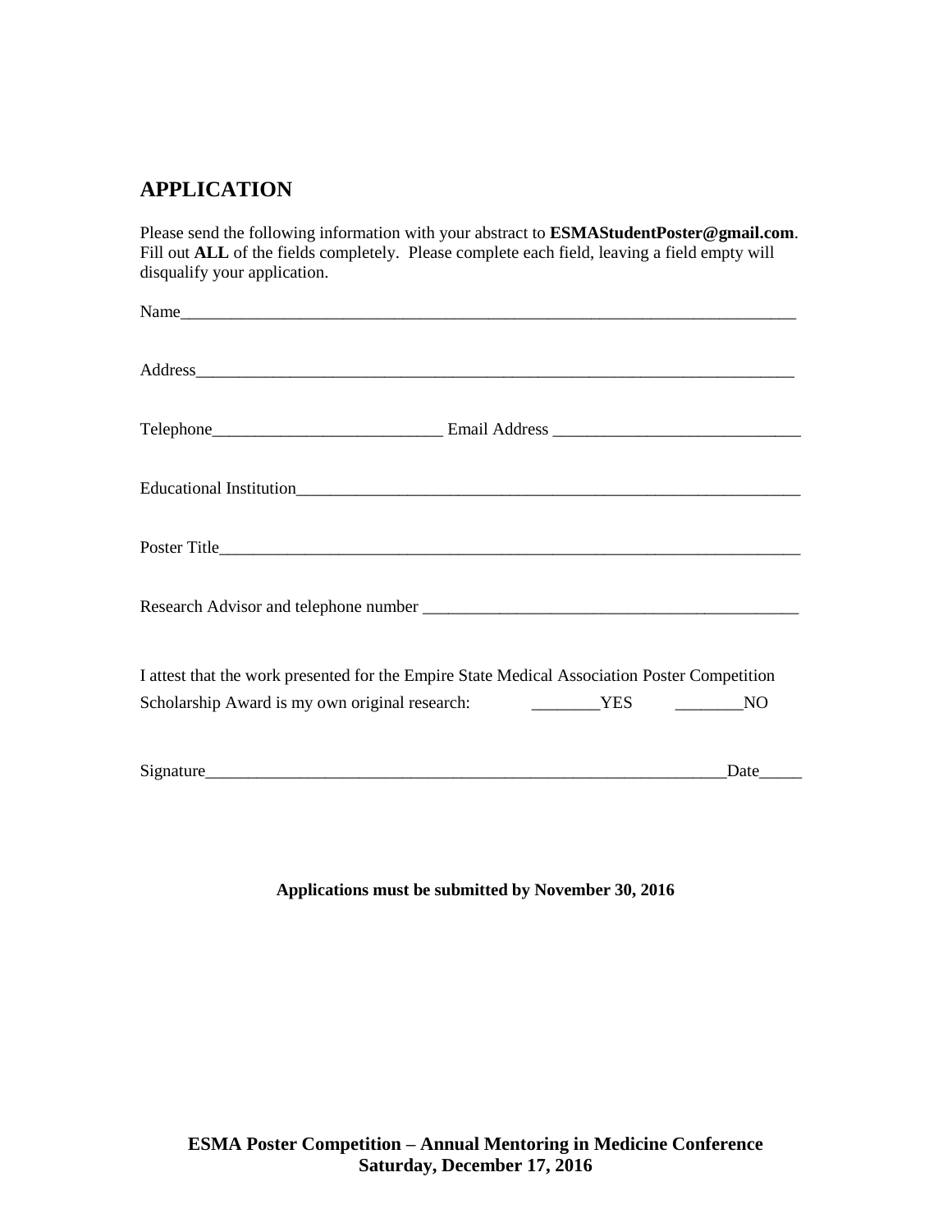## APPLICATION

Please send the following information with your abstract to **ESMAStudentPoster@gmail.com**. Fill out **ALL** of the fields completely. Please complete each field, leaving a field empty will disqualify your application.

Name_____________________________________________________________________________

Address___________________________________________________________________________

Telephone____________________________ Email Address ______________________________

Educational Institution_______________________________________________________________

Poster Title_________________________________________________________________________

Research Advisor and telephone number _____________________________________________

I attest that the work presented for the Empire State Medical Association Poster Competition Scholarship Award is my own original research: ________YES ________NO

Signature_______________________________________________________________Date_____

**Applications must be submitted by November 30, 2016**